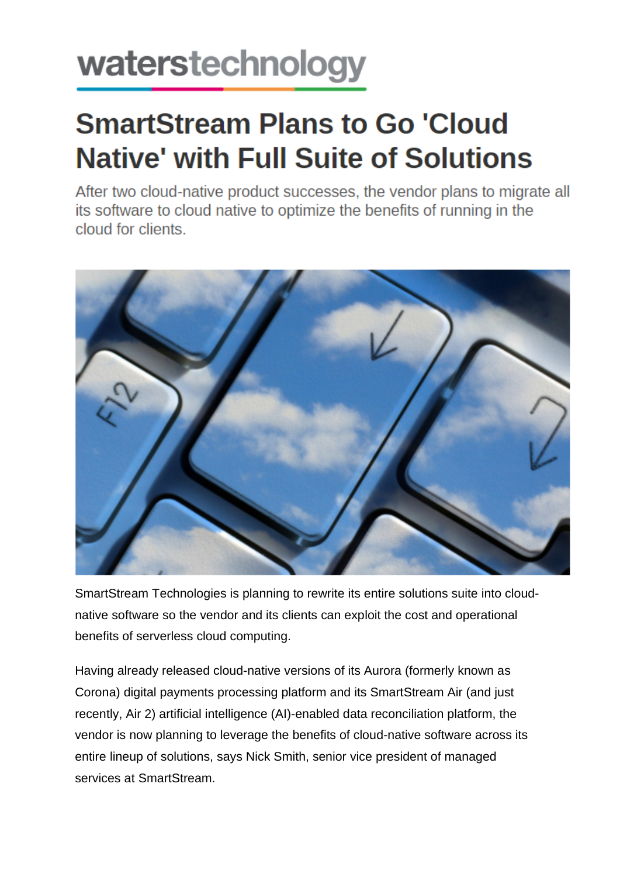waterstechnology

# SmartStream Plans to Go 'Cloud Native' with Full Suite of Solutions

After two cloud-native product successes, the vendor plans to migrate all its software to cloud native to optimize the benefits of running in the cloud for clients.

SmartStream Technologies is planning to rewrite its entire solutions suite into cloud-native software so the vendor and its clients can exploit the cost and operational benefits of serverless cloud computing.

Having already released cloud-native versions of its Aurora (formerly known as Corona) digital payments processing platform and its SmartStream Air (and just recently, Air 2) artificial intelligence (AI)-enabled data reconciliation platform, the vendor is now planning to leverage the benefits of cloud-native software across its entire lineup of solutions, says Nick Smith, senior vice president of managed services at SmartStream.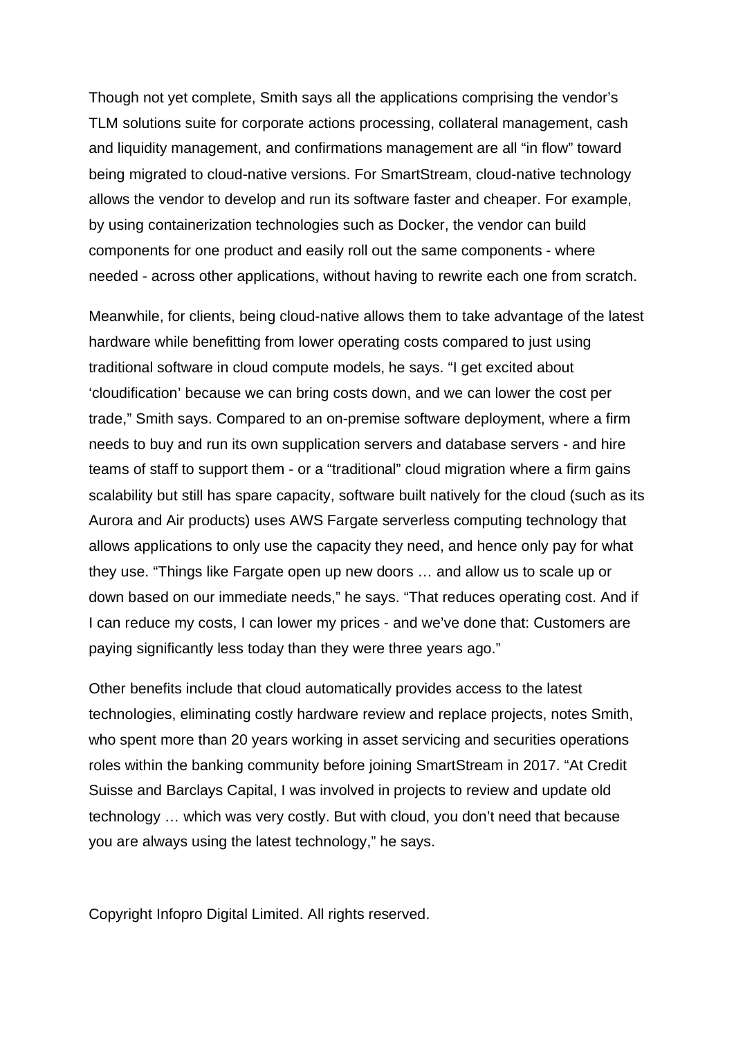Though not yet complete, Smith says all the applications comprising the vendor's TLM solutions suite for corporate actions processing, collateral management, cash and liquidity management, and confirmations management are all "in flow" toward being migrated to cloud-native versions. For SmartStream, cloud-native technology allows the vendor to develop and run its software faster and cheaper. For example, by using containerization technologies such as Docker, the vendor can build components for one product and easily roll out the same components - where needed - across other applications, without having to rewrite each one from scratch.

Meanwhile, for clients, being cloud-native allows them to take advantage of the latest hardware while benefitting from lower operating costs compared to just using traditional software in cloud compute models, he says. "I get excited about 'cloudification' because we can bring costs down, and we can lower the cost per trade," Smith says. Compared to an on-premise software deployment, where a firm needs to buy and run its own supplication servers and database servers - and hire teams of staff to support them - or a "traditional" cloud migration where a firm gains scalability but still has spare capacity, software built natively for the cloud (such as its Aurora and Air products) uses AWS Fargate serverless computing technology that allows applications to only use the capacity they need, and hence only pay for what they use. "Things like Fargate open up new doors … and allow us to scale up or down based on our immediate needs," he says. "That reduces operating cost. And if I can reduce my costs, I can lower my prices - and we've done that: Customers are paying significantly less today than they were three years ago."

Other benefits include that cloud automatically provides access to the latest technologies, eliminating costly hardware review and replace projects, notes Smith, who spent more than 20 years working in asset servicing and securities operations roles within the banking community before joining SmartStream in 2017. "At Credit Suisse and Barclays Capital, I was involved in projects to review and update old technology … which was very costly. But with cloud, you don't need that because you are always using the latest technology," he says.

Copyright Infopro Digital Limited. All rights reserved.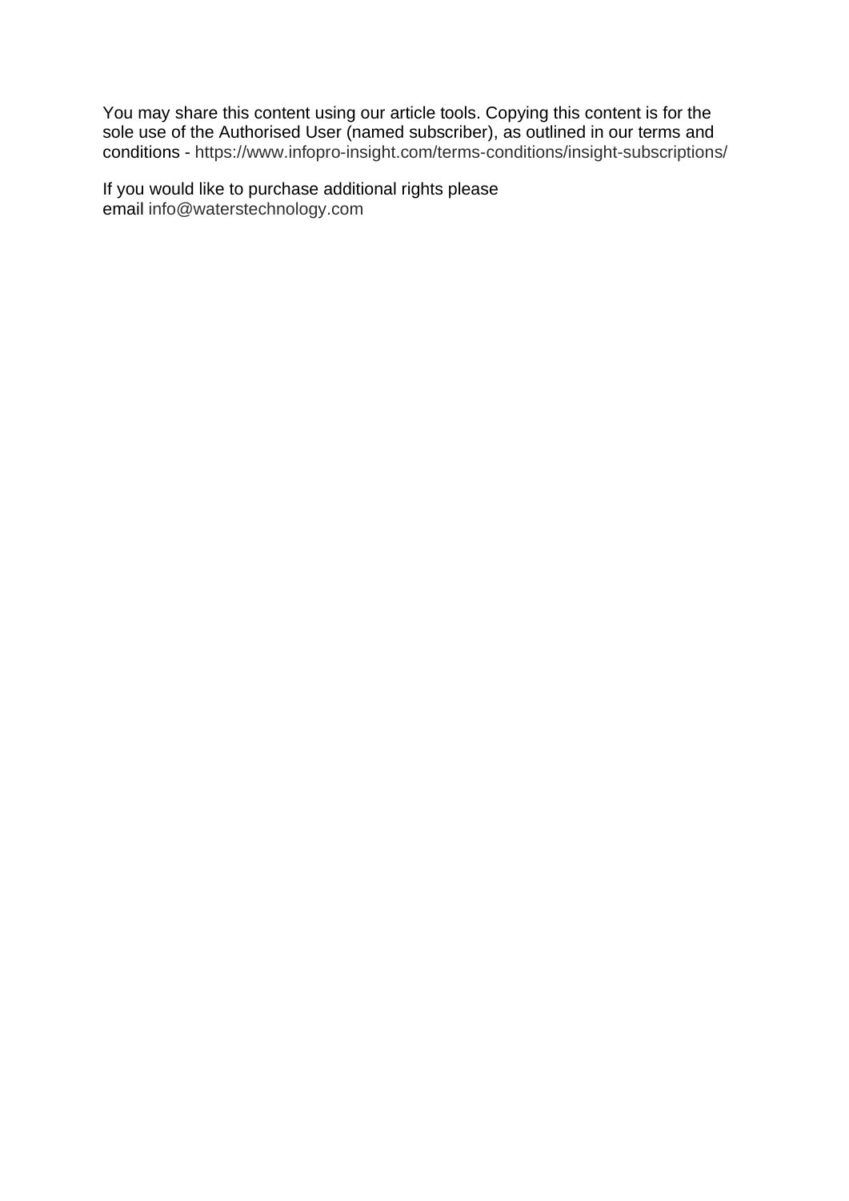You may share this content using our article tools. Copying this content is for the sole use of the Authorised User (named subscriber), as outlined in our terms and conditions - https://www.infopro-insight.com/terms-conditions/insight-subscriptions/

If you would like to purchase additional rights please email info@waterstechnology.com